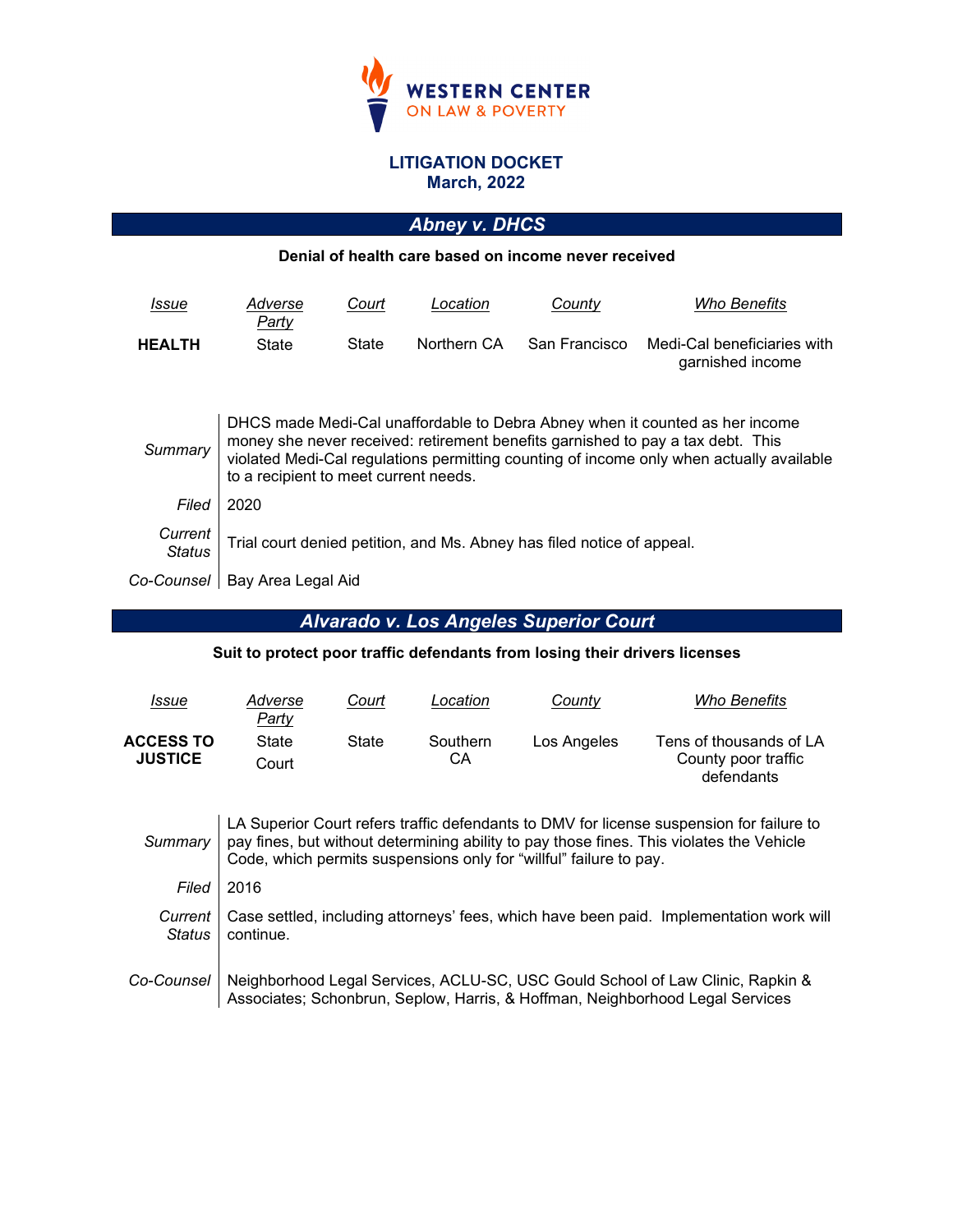**WESTERN CENTER ON LAW & POVERTY**

# LITIGATION DOCKET
## March, 2022

## *Abney v. DHCS*

**Denial of health care based on income never received**

| *Issue* | *Adverse Party* | *Court* | *Location* | *County* | *Who Benefits* |
|---|---|---|---|---|---|
| **HEALTH** | State | State | Northern CA | San Francisco | Medi-Cal beneficiaries with garnished income |

| | |
|---|---|
| *Summary* | DHCS made Medi-Cal unaffordable to Debra Abney when it counted as her income money she never received: retirement benefits garnished to pay a tax debt. This violated Medi-Cal regulations permitting counting of income only when actually available to a recipient to meet current needs. |
| *Filed* | 2020 |
| *Current Status* | Trial court denied petition, and Ms. Abney has filed notice of appeal. |
| *Co-Counsel* | Bay Area Legal Aid |

## *Alvarado v. Los Angeles Superior Court*

**Suit to protect poor traffic defendants from losing their drivers licenses**

| *Issue* | *Adverse Party* | *Court* | *Location* | *County* | *Who Benefits* |
|---|---|---|---|---|---|
| **ACCESS TO JUSTICE** | State Court | State | Southern CA | Los Angeles | Tens of thousands of LA County poor traffic defendants |

| | |
|---|---|
| *Summary* | LA Superior Court refers traffic defendants to DMV for license suspension for failure to pay fines, but without determining ability to pay those fines. This violates the Vehicle Code, which permits suspensions only for "willful" failure to pay. |
| *Filed* | 2016 |
| *Current Status* | Case settled, including attorneys' fees, which have been paid. Implementation work will continue. |
| *Co-Counsel* | Neighborhood Legal Services, ACLU-SC, USC Gould School of Law Clinic, Rapkin & Associates; Schonbrun, Seplow, Harris, & Hoffman, Neighborhood Legal Services |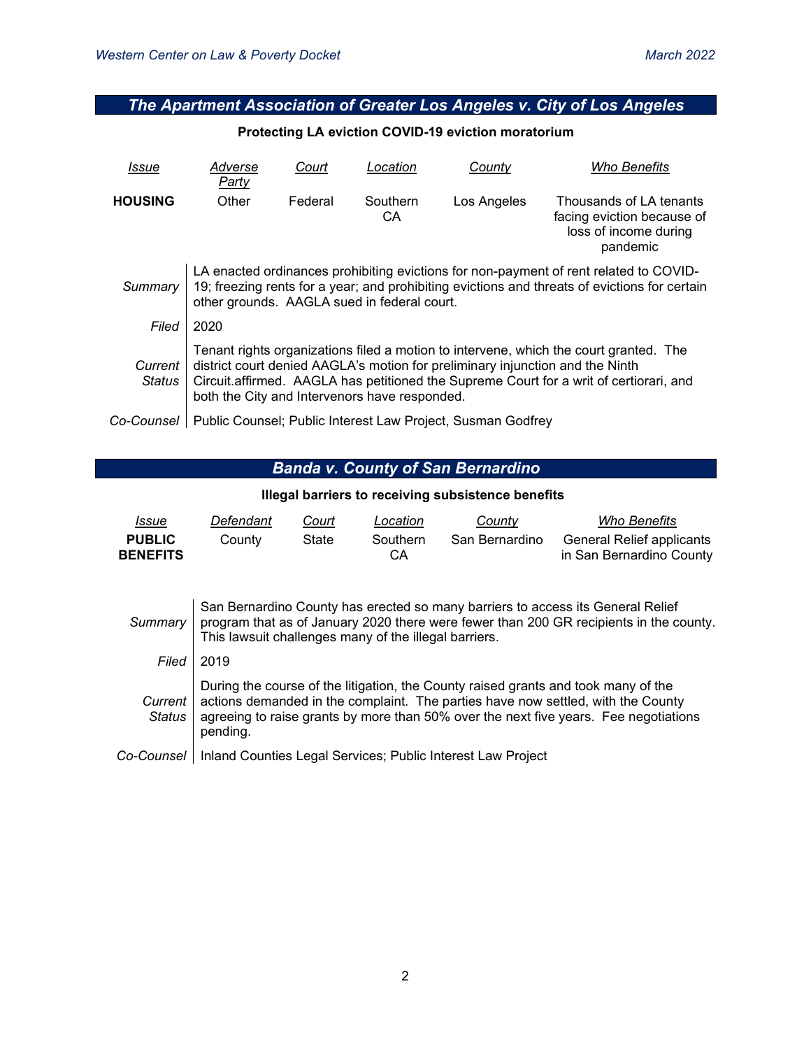## The Apartment Association of Greater Los Angeles v. City of Los Angeles

**Protecting LA eviction COVID-19 eviction moratorium**

| *Issue* | *Adverse Party* | *Court* | *Location* | *County* | *Who Benefits* |
|---|---|---|---|---|---|
| **HOUSING** | Other | Federal | Southern CA | Los Angeles | Thousands of LA tenants facing eviction because of loss of income during pandemic |

| | |
|---|---|
| *Summary* | LA enacted ordinances prohibiting evictions for non-payment of rent related to COVID-19; freezing rents for a year; and prohibiting evictions and threats of evictions for certain other grounds. AAGLA sued in federal court. |
| *Filed* | 2020 |
| *Current Status* | Tenant rights organizations filed a motion to intervene, which the court granted. The district court denied AAGLA's motion for preliminary injunction and the Ninth Circuit.affirmed. AAGLA has petitioned the Supreme Court for a writ of certiorari, and both the City and Intervenors have responded. |
| *Co-Counsel* | Public Counsel; Public Interest Law Project, Susman Godfrey |

## Banda v. County of San Bernardino

**Illegal barriers to receiving subsistence benefits**

| *Issue* | *Defendant* | *Court* | *Location* | *County* | *Who Benefits* |
|---|---|---|---|---|---|
| **PUBLIC BENEFITS** | County | State | Southern CA | San Bernardino | General Relief applicants in San Bernardino County |

| | |
|---|---|
| *Summary* | San Bernardino County has erected so many barriers to access its General Relief program that as of January 2020 there were fewer than 200 GR recipients in the county. This lawsuit challenges many of the illegal barriers. |
| *Filed* | 2019 |
| *Current Status* | During the course of the litigation, the County raised grants and took many of the actions demanded in the complaint. The parties have now settled, with the County agreeing to raise grants by more than 50% over the next five years. Fee negotiations pending. |
| *Co-Counsel* | Inland Counties Legal Services; Public Interest Law Project |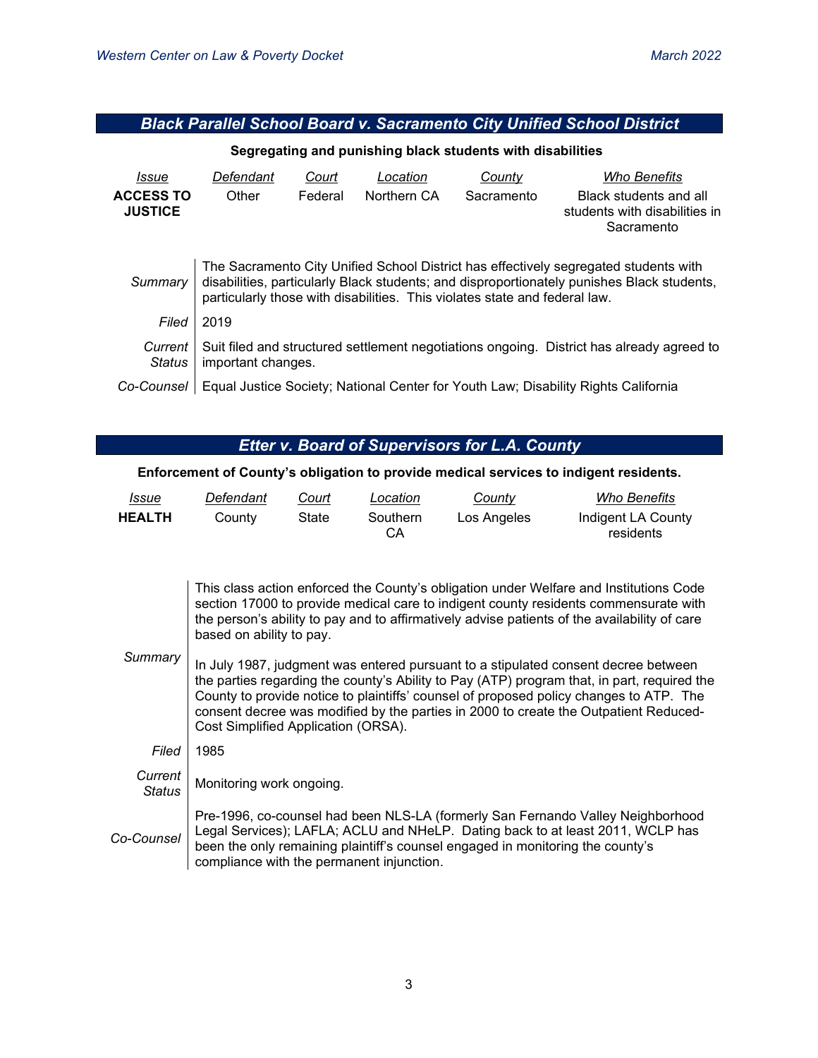## *Black Parallel School Board v. Sacramento City Unified School District*

**Segregating and punishing black students with disabilities**

| *Issue* | *Defendant* | *Court* | *Location* | *County* | *Who Benefits* |
|---|---|---|---|---|---|
| **ACCESS TO JUSTICE** | Other | Federal | Northern CA | Sacramento | Black students and all students with disabilities in Sacramento |

| | |
|---|---|
| *Summary* | The Sacramento City Unified School District has effectively segregated students with disabilities, particularly Black students; and disproportionately punishes Black students, particularly those with disabilities. This violates state and federal law. |
| *Filed* | 2019 |
| *Current Status* | Suit filed and structured settlement negotiations ongoing. District has already agreed to important changes. |
| *Co-Counsel* | Equal Justice Society; National Center for Youth Law; Disability Rights California |

## *Etter v. Board of Supervisors for L.A. County*

**Enforcement of County's obligation to provide medical services to indigent residents.**

| *Issue* | *Defendant* | *Court* | *Location* | *County* | *Who Benefits* |
|---|---|---|---|---|---|
| **HEALTH** | County | State | Southern CA | Los Angeles | Indigent LA County residents |

| | |
|---|---|
| *Summary* | This class action enforced the County's obligation under Welfare and Institutions Code section 17000 to provide medical care to indigent county residents commensurate with the person's ability to pay and to affirmatively advise patients of the availability of care based on ability to pay.<br><br>In July 1987, judgment was entered pursuant to a stipulated consent decree between the parties regarding the county's Ability to Pay (ATP) program that, in part, required the County to provide notice to plaintiffs' counsel of proposed policy changes to ATP. The consent decree was modified by the parties in 2000 to create the Outpatient Reduced-Cost Simplified Application (ORSA). |
| *Filed* | 1985 |
| *Current Status* | Monitoring work ongoing. |
| *Co-Counsel* | Pre-1996, co-counsel had been NLS-LA (formerly San Fernando Valley Neighborhood Legal Services); LAFLA; ACLU and NHeLP. Dating back to at least 2011, WCLP has been the only remaining plaintiff's counsel engaged in monitoring the county's compliance with the permanent injunction. |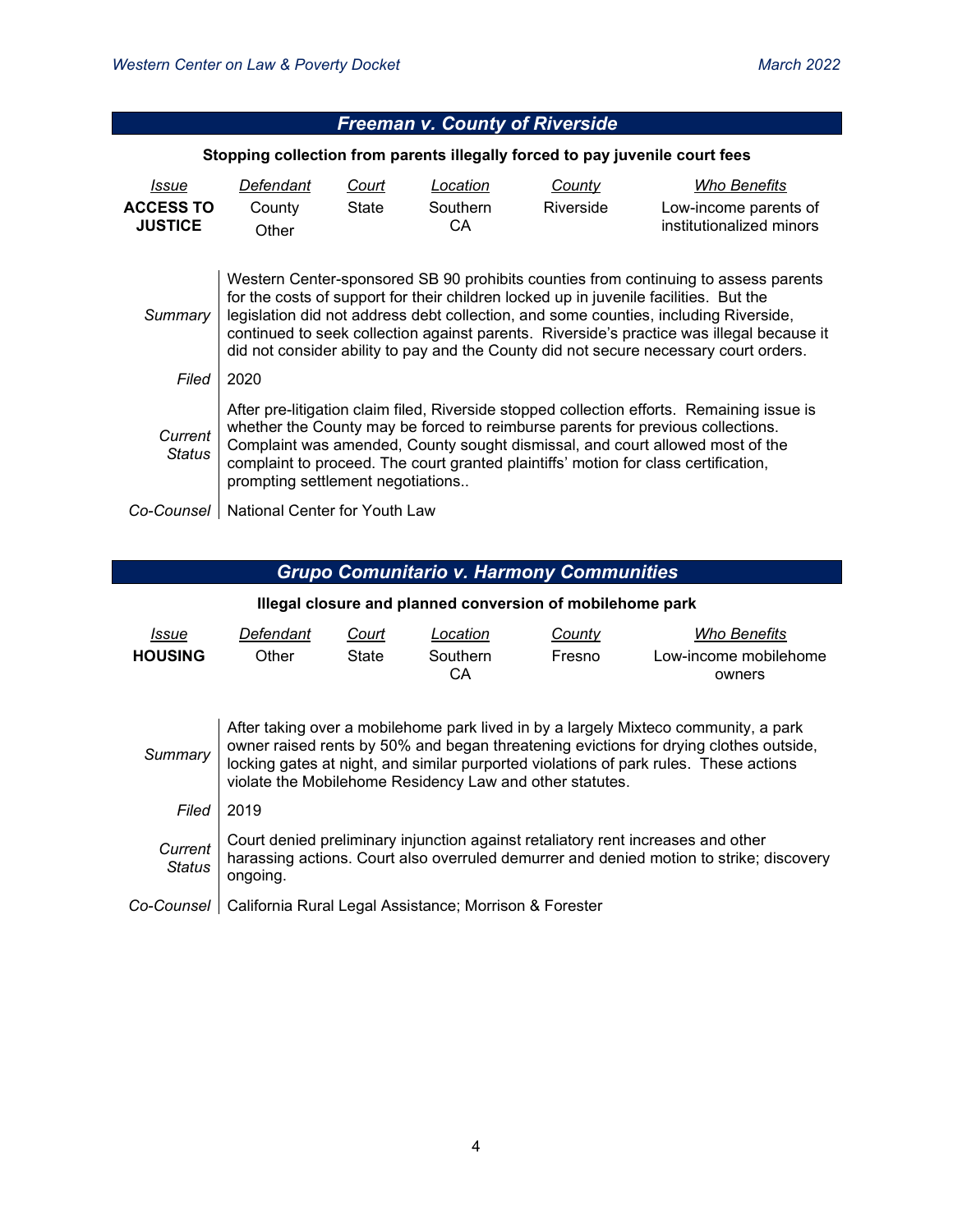## Freeman v. County of Riverside

**Stopping collection from parents illegally forced to pay juvenile court fees**

| *Issue* | *Defendant* | *Court* | *Location* | *County* | *Who Benefits* |
|---|---|---|---|---|---|
| **ACCESS TO JUSTICE** | County Other | State | Southern CA | Riverside | Low-income parents of institutionalized minors |

*Summary*: Western Center-sponsored SB 90 prohibits counties from continuing to assess parents for the costs of support for their children locked up in juvenile facilities. But the legislation did not address debt collection, and some counties, including Riverside, continued to seek collection against parents. Riverside's practice was illegal because it did not consider ability to pay and the County did not secure necessary court orders.

*Filed*: 2020

*Current Status*: After pre-litigation claim filed, Riverside stopped collection efforts. Remaining issue is whether the County may be forced to reimburse parents for previous collections. Complaint was amended, County sought dismissal, and court allowed most of the complaint to proceed. The court granted plaintiffs' motion for class certification, prompting settlement negotiations..

*Co-Counsel*: National Center for Youth Law

## Grupo Comunitario v. Harmony Communities

**Illegal closure and planned conversion of mobilehome park**

| *Issue* | *Defendant* | *Court* | *Location* | *County* | *Who Benefits* |
|---|---|---|---|---|---|
| **HOUSING** | Other | State | Southern CA | Fresno | Low-income mobilehome owners |

*Summary*: After taking over a mobilehome park lived in by a largely Mixteco community, a park owner raised rents by 50% and began threatening evictions for drying clothes outside, locking gates at night, and similar purported violations of park rules. These actions violate the Mobilehome Residency Law and other statutes.

*Filed*: 2019

*Current Status*: Court denied preliminary injunction against retaliatory rent increases and other harassing actions. Court also overruled demurrer and denied motion to strike; discovery ongoing.

*Co-Counsel*: California Rural Legal Assistance; Morrison & Forester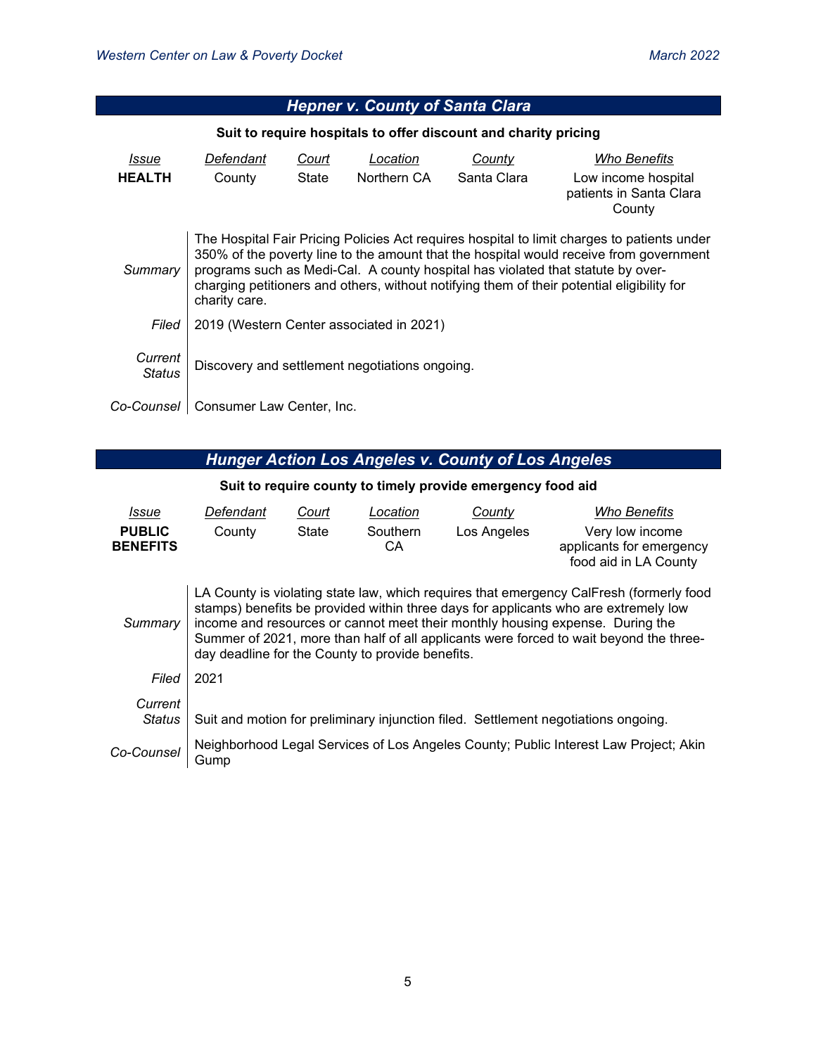## *Hepner v. County of Santa Clara*

**Suit to require hospitals to offer discount and charity pricing**

| *Issue* | *Defendant* | *Court* | *Location* | *County* | *Who Benefits* |
|---|---|---|---|---|---|
| **HEALTH** | County | State | Northern CA | Santa Clara | Low income hospital patients in Santa Clara County |

*Summary*: The Hospital Fair Pricing Policies Act requires hospital to limit charges to patients under 350% of the poverty line to the amount that the hospital would receive from government programs such as Medi-Cal. A county hospital has violated that statute by over-charging petitioners and others, without notifying them of their potential eligibility for charity care.

*Filed*: 2019 (Western Center associated in 2021)

*Current Status*: Discovery and settlement negotiations ongoing.

*Co-Counsel*: Consumer Law Center, Inc.

## *Hunger Action Los Angeles v. County of Los Angeles*

**Suit to require county to timely provide emergency food aid**

| *Issue* | *Defendant* | *Court* | *Location* | *County* | *Who Benefits* |
|---|---|---|---|---|---|
| **PUBLIC BENEFITS** | County | State | Southern CA | Los Angeles | Very low income applicants for emergency food aid in LA County |

*Summary*: LA County is violating state law, which requires that emergency CalFresh (formerly food stamps) benefits be provided within three days for applicants who are extremely low income and resources or cannot meet their monthly housing expense. During the Summer of 2021, more than half of all applicants were forced to wait beyond the three-day deadline for the County to provide benefits.

*Filed*: 2021

*Current Status*: Suit and motion for preliminary injunction filed. Settlement negotiations ongoing.

*Co-Counsel*: Neighborhood Legal Services of Los Angeles County; Public Interest Law Project; Akin Gump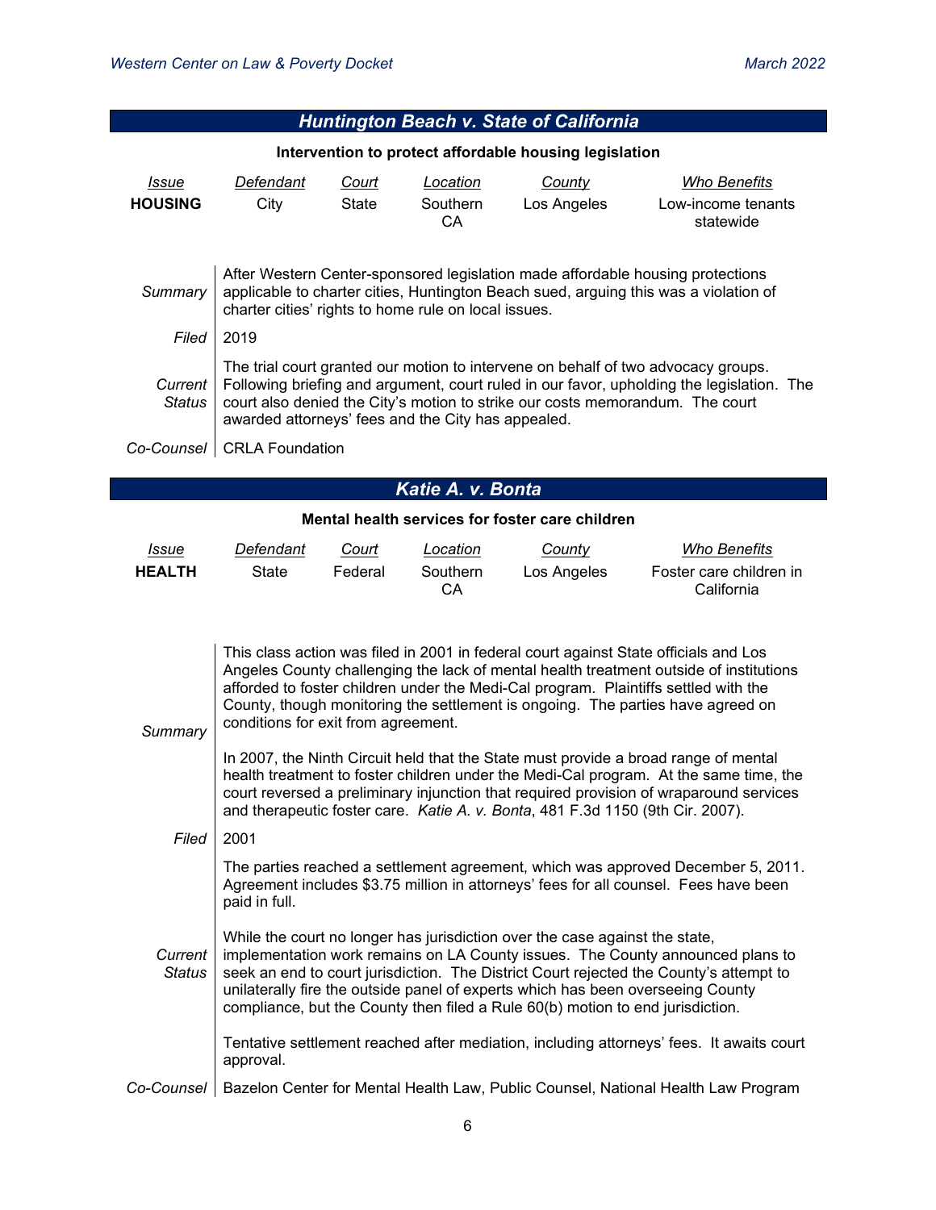## *Huntington Beach v. State of California*

**Intervention to protect affordable housing legislation**

| *Issue* | *Defendant* | *Court* | *Location* | *County* | *Who Benefits* |
|---|---|---|---|---|---|
| **HOUSING** | City | State | Southern CA | Los Angeles | Low-income tenants statewide |

| | |
|---|---|
| *Summary* | After Western Center-sponsored legislation made affordable housing protections applicable to charter cities, Huntington Beach sued, arguing this was a violation of charter cities' rights to home rule on local issues. |
| *Filed* | 2019 |
| *Current Status* | The trial court granted our motion to intervene on behalf of two advocacy groups. Following briefing and argument, court ruled in our favor, upholding the legislation. The court also denied the City's motion to strike our costs memorandum. The court awarded attorneys' fees and the City has appealed. |
| *Co-Counsel* | CRLA Foundation |

## *Katie A. v. Bonta*

**Mental health services for foster care children**

| *Issue* | *Defendant* | *Court* | *Location* | *County* | *Who Benefits* |
|---|---|---|---|---|---|
| **HEALTH** | State | Federal | Southern CA | Los Angeles | Foster care children in California |

| | |
|---|---|
| *Summary* | This class action was filed in 2001 in federal court against State officials and Los Angeles County challenging the lack of mental health treatment outside of institutions afforded to foster children under the Medi-Cal program. Plaintiffs settled with the County, though monitoring the settlement is ongoing. The parties have agreed on conditions for exit from agreement.<br><br>In 2007, the Ninth Circuit held that the State must provide a broad range of mental health treatment to foster children under the Medi-Cal program. At the same time, the court reversed a preliminary injunction that required provision of wraparound services and therapeutic foster care. *Katie A. v. Bonta*, 481 F.3d 1150 (9th Cir. 2007). |
| *Filed* | 2001 |
| *Current Status* | The parties reached a settlement agreement, which was approved December 5, 2011. Agreement includes $3.75 million in attorneys' fees for all counsel. Fees have been paid in full.<br><br>While the court no longer has jurisdiction over the case against the state, implementation work remains on LA County issues. The County announced plans to seek an end to court jurisdiction. The District Court rejected the County's attempt to unilaterally fire the outside panel of experts which has been overseeing County compliance, but the County then filed a Rule 60(b) motion to end jurisdiction.<br><br>Tentative settlement reached after mediation, including attorneys' fees. It awaits court approval. |
| *Co-Counsel* | Bazelon Center for Mental Health Law, Public Counsel, National Health Law Program |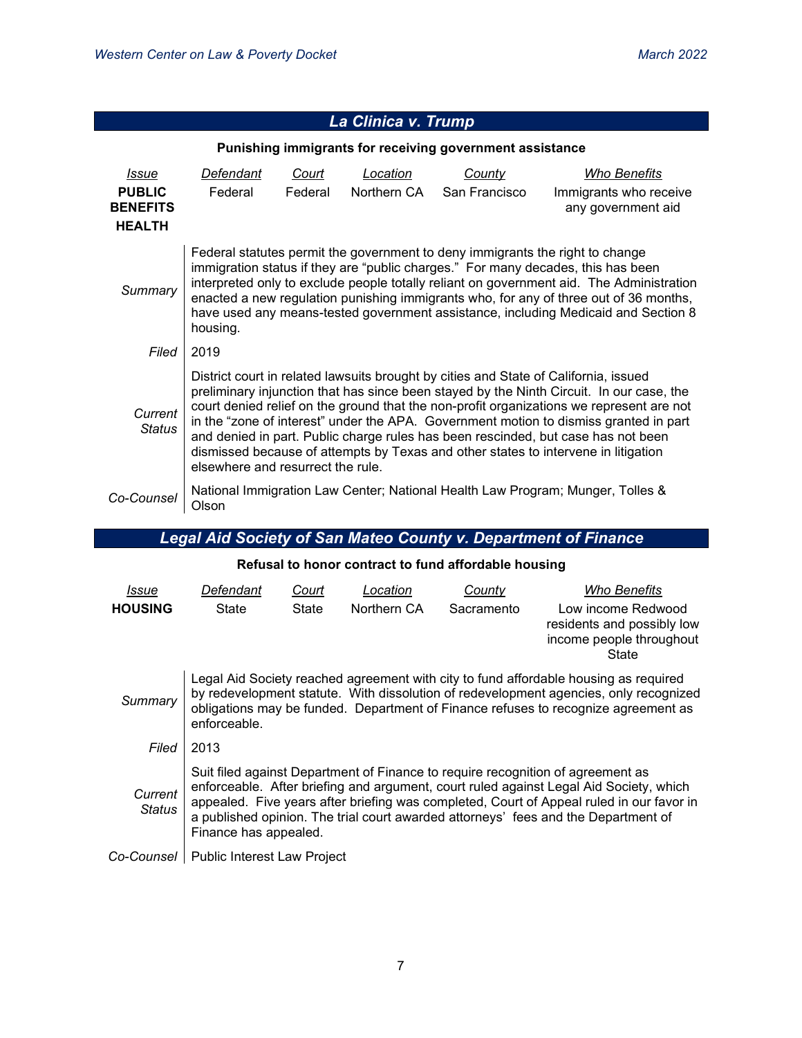## *La Clinica v. Trump*

**Punishing immigrants for receiving government assistance**

| *Issue* | *Defendant* | *Court* | *Location* | *County* | *Who Benefits* |
|---|---|---|---|---|---|
| **PUBLIC BENEFITS HEALTH** | Federal | Federal | Northern CA | San Francisco | Immigrants who receive any government aid |

*Summary*: Federal statutes permit the government to deny immigrants the right to change immigration status if they are "public charges." For many decades, this has been interpreted only to exclude people totally reliant on government aid. The Administration enacted a new regulation punishing immigrants who, for any of three out of 36 months, have used any means-tested government assistance, including Medicaid and Section 8 housing.

*Filed*: 2019

*Current Status*: District court in related lawsuits brought by cities and State of California, issued preliminary injunction that has since been stayed by the Ninth Circuit. In our case, the court denied relief on the ground that the non-profit organizations we represent are not in the "zone of interest" under the APA. Government motion to dismiss granted in part and denied in part. Public charge rules has been rescinded, but case has not been dismissed because of attempts by Texas and other states to intervene in litigation elsewhere and resurrect the rule.

*Co-Counsel*: National Immigration Law Center; National Health Law Program; Munger, Tolles & Olson

## *Legal Aid Society of San Mateo County v. Department of Finance*

**Refusal to honor contract to fund affordable housing**

| *Issue* | *Defendant* | *Court* | *Location* | *County* | *Who Benefits* |
|---|---|---|---|---|---|
| **HOUSING** | State | State | Northern CA | Sacramento | Low income Redwood residents and possibly low income people throughout State |

*Summary*: Legal Aid Society reached agreement with city to fund affordable housing as required by redevelopment statute. With dissolution of redevelopment agencies, only recognized obligations may be funded. Department of Finance refuses to recognize agreement as enforceable.

*Filed*: 2013

*Current Status*: Suit filed against Department of Finance to require recognition of agreement as enforceable. After briefing and argument, court ruled against Legal Aid Society, which appealed. Five years after briefing was completed, Court of Appeal ruled in our favor in a published opinion. The trial court awarded attorneys' fees and the Department of Finance has appealed.

*Co-Counsel*: Public Interest Law Project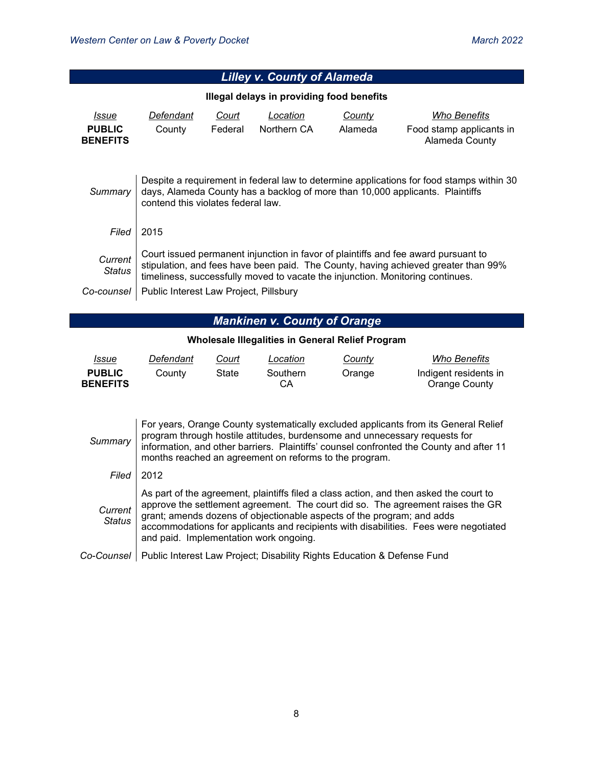## *Lilley v. County of Alameda*

**Illegal delays in providing food benefits**

| *Issue* | *Defendant* | *Court* | *Location* | *County* | *Who Benefits* |
|---|---|---|---|---|---|
| **PUBLIC BENEFITS** | County | Federal | Northern CA | Alameda | Food stamp applicants in Alameda County |

| | |
|---|---|
| *Summary* | Despite a requirement in federal law to determine applications for food stamps within 30 days, Alameda County has a backlog of more than 10,000 applicants. Plaintiffs contend this violates federal law. |
| *Filed* | 2015 |
| *Current Status* | Court issued permanent injunction in favor of plaintiffs and fee award pursuant to stipulation, and fees have been paid. The County, having achieved greater than 99% timeliness, successfully moved to vacate the injunction. Monitoring continues. |
| *Co-counsel* | Public Interest Law Project, Pillsbury |

## *Mankinen v. County of Orange*

**Wholesale Illegalities in General Relief Program**

| *Issue* | *Defendant* | *Court* | *Location* | *County* | *Who Benefits* |
|---|---|---|---|---|---|
| **PUBLIC BENEFITS** | County | State | Southern CA | Orange | Indigent residents in Orange County |

| | |
|---|---|
| *Summary* | For years, Orange County systematically excluded applicants from its General Relief program through hostile attitudes, burdensome and unnecessary requests for information, and other barriers. Plaintiffs' counsel confronted the County and after 11 months reached an agreement on reforms to the program. |
| *Filed* | 2012 |
| *Current Status* | As part of the agreement, plaintiffs filed a class action, and then asked the court to approve the settlement agreement. The court did so. The agreement raises the GR grant; amends dozens of objectionable aspects of the program; and adds accommodations for applicants and recipients with disabilities. Fees were negotiated and paid. Implementation work ongoing. |
| *Co-Counsel* | Public Interest Law Project; Disability Rights Education & Defense Fund |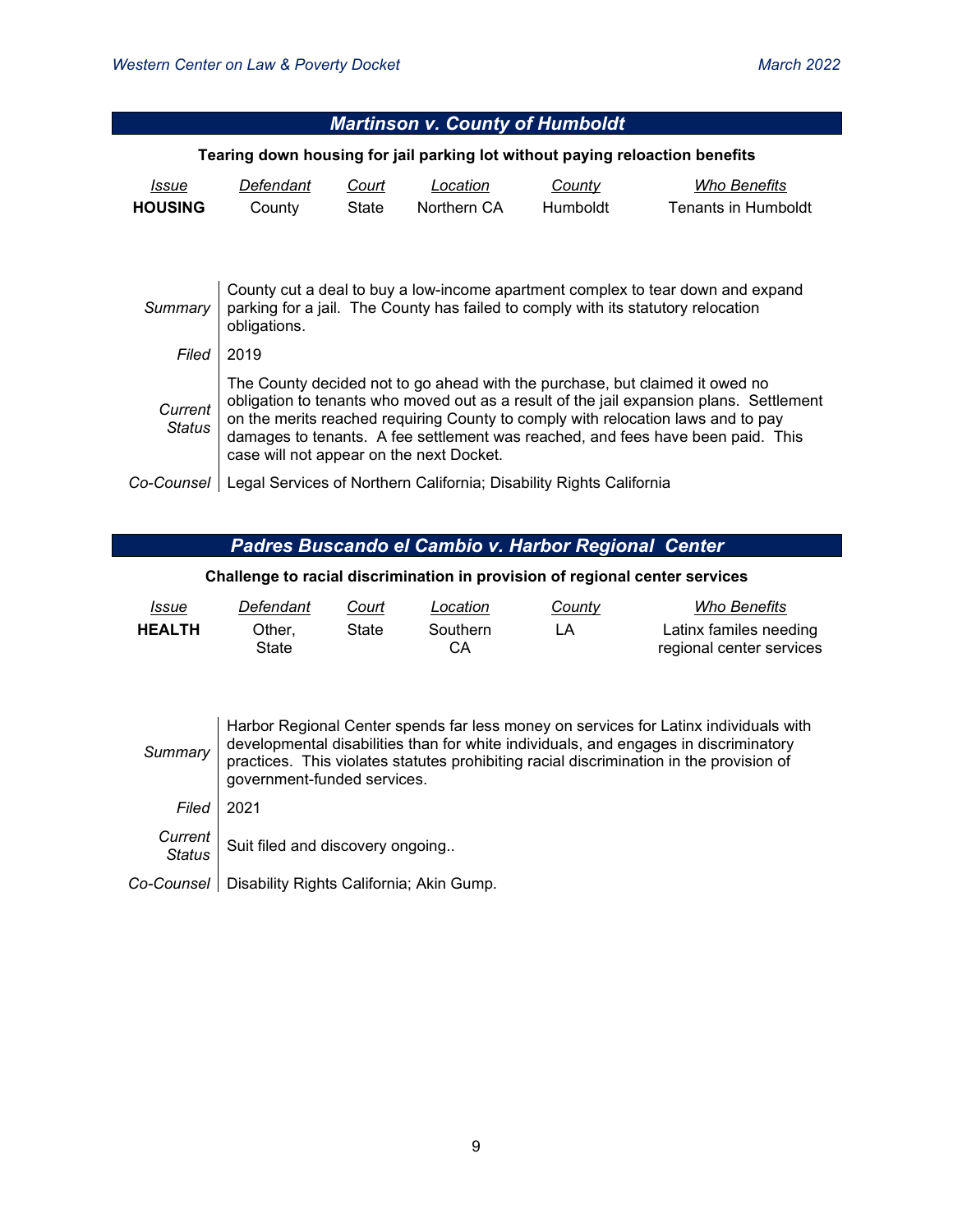## *Martinson v. County of Humboldt*

**Tearing down housing for jail parking lot without paying reloaction benefits**

| *Issue* | *Defendant* | *Court* | *Location* | *County* | *Who Benefits* |
|---|---|---|---|---|---|
| **HOUSING** | County | State | Northern CA | Humboldt | Tenants in Humboldt |

| | |
|---|---|
| *Summary* | County cut a deal to buy a low-income apartment complex to tear down and expand parking for a jail. The County has failed to comply with its statutory relocation obligations. |
| *Filed* | 2019 |
| *Current Status* | The County decided not to go ahead with the purchase, but claimed it owed no obligation to tenants who moved out as a result of the jail expansion plans. Settlement on the merits reached requiring County to comply with relocation laws and to pay damages to tenants. A fee settlement was reached, and fees have been paid. This case will not appear on the next Docket. |
| *Co-Counsel* | Legal Services of Northern California; Disability Rights California |

## *Padres Buscando el Cambio v. Harbor Regional Center*

**Challenge to racial discrimination in provision of regional center services**

| *Issue* | *Defendant* | *Court* | *Location* | *County* | *Who Benefits* |
|---|---|---|---|---|---|
| **HEALTH** | Other, State | State | Southern CA | LA | Latinx familes needing regional center services |

| | |
|---|---|
| *Summary* | Harbor Regional Center spends far less money on services for Latinx individuals with developmental disabilities than for white individuals, and engages in discriminatory practices. This violates statutes prohibiting racial discrimination in the provision of government-funded services. |
| *Filed* | 2021 |
| *Current Status* | Suit filed and discovery ongoing.. |
| *Co-Counsel* | Disability Rights California; Akin Gump. |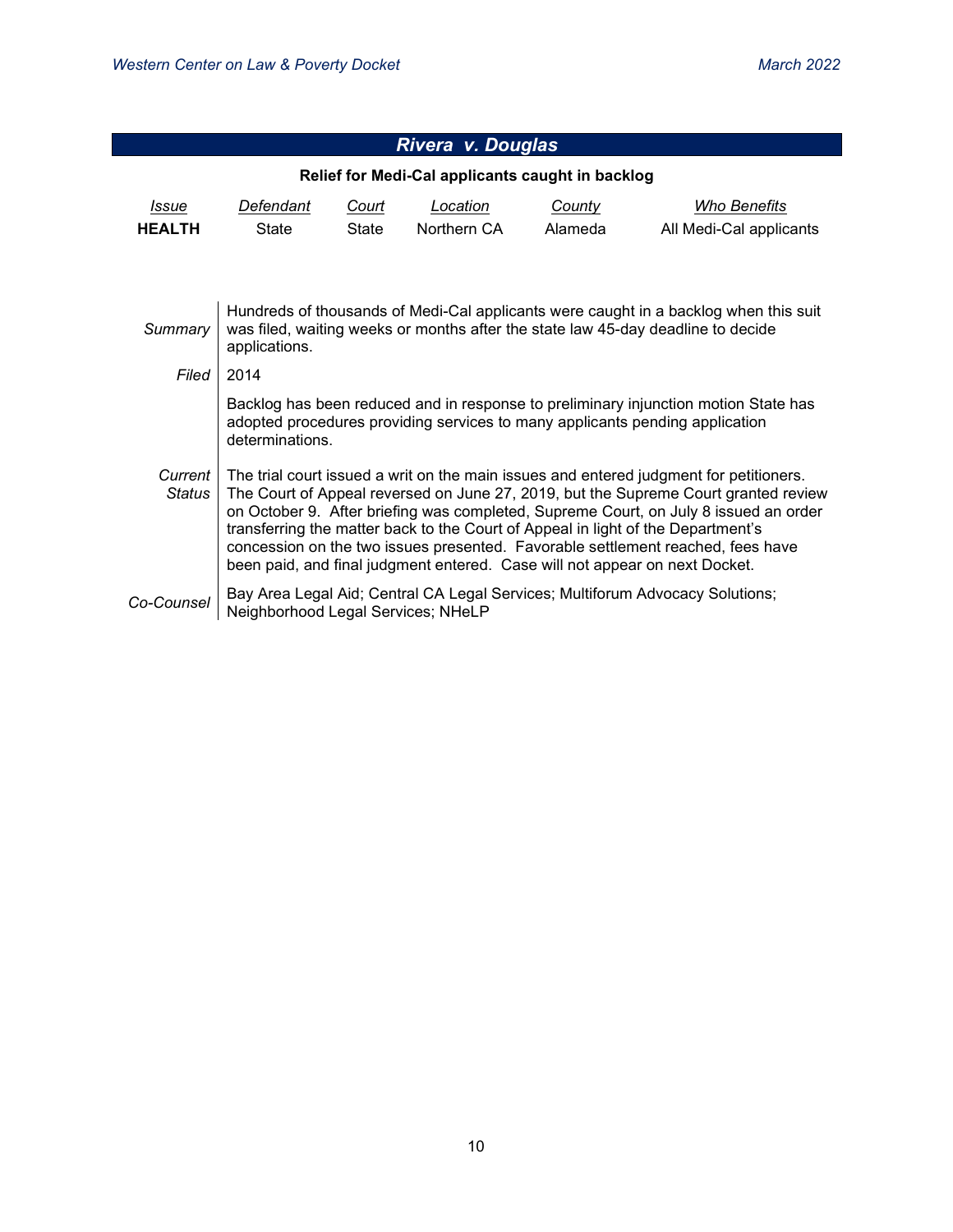## *Rivera v. Douglas*

**Relief for Medi-Cal applicants caught in backlog**

| *Issue* | *Defendant* | *Court* | *Location* | *County* | *Who Benefits* |
|---|---|---|---|---|---|
| **HEALTH** | State | State | Northern CA | Alameda | All Medi-Cal applicants |

| | |
|---|---|
| *Summary* | Hundreds of thousands of Medi-Cal applicants were caught in a backlog when this suit was filed, waiting weeks or months after the state law 45-day deadline to decide applications. |
| *Filed* | 2014 |
| | Backlog has been reduced and in response to preliminary injunction motion State has adopted procedures providing services to many applicants pending application determinations. |
| *Current Status* | The trial court issued a writ on the main issues and entered judgment for petitioners. The Court of Appeal reversed on June 27, 2019, but the Supreme Court granted review on October 9. After briefing was completed, Supreme Court, on July 8 issued an order transferring the matter back to the Court of Appeal in light of the Department's concession on the two issues presented. Favorable settlement reached, fees have been paid, and final judgment entered. Case will not appear on next Docket. |
| *Co-Counsel* | Bay Area Legal Aid; Central CA Legal Services; Multiforum Advocacy Solutions; Neighborhood Legal Services; NHeLP |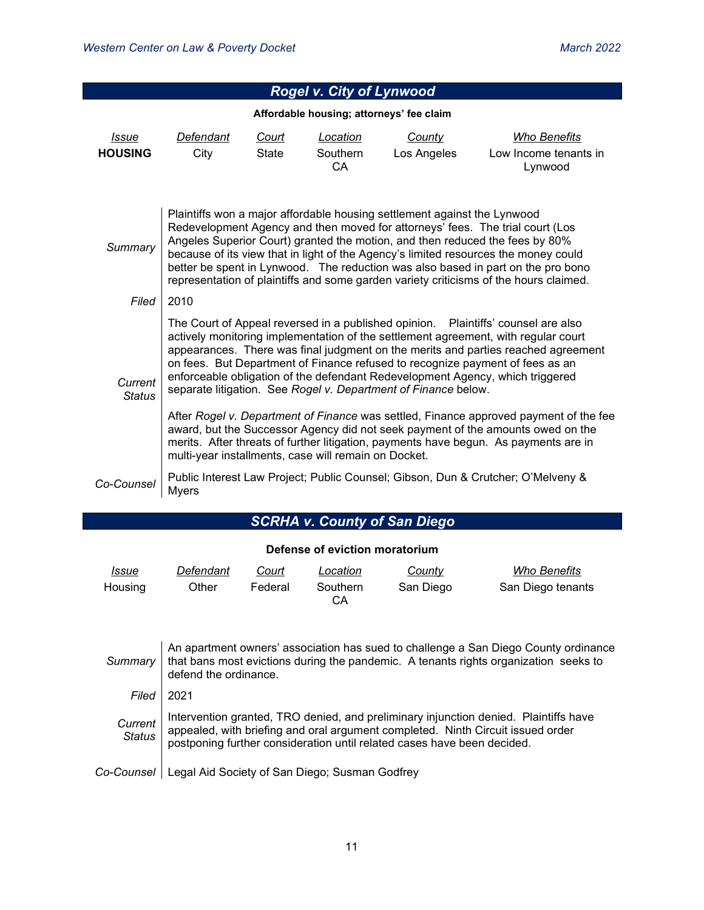## *Rogel v. City of Lynwood*

**Affordable housing; attorneys' fee claim**

| *Issue* | *Defendant* | *Court* | *Location* | *County* | *Who Benefits* |
|---|---|---|---|---|---|
| **HOUSING** | City | State | Southern CA | Los Angeles | Low Income tenants in Lynwood |

| | |
|---|---|
| *Summary* | Plaintiffs won a major affordable housing settlement against the Lynwood Redevelopment Agency and then moved for attorneys' fees. The trial court (Los Angeles Superior Court) granted the motion, and then reduced the fees by 80% because of its view that in light of the Agency's limited resources the money could better be spent in Lynwood. The reduction was also based in part on the pro bono representation of plaintiffs and some garden variety criticisms of the hours claimed. |
| *Filed* | 2010 |
| *Current Status* | The Court of Appeal reversed in a published opinion. Plaintiffs' counsel are also actively monitoring implementation of the settlement agreement, with regular court appearances. There was final judgment on the merits and parties reached agreement on fees. But Department of Finance refused to recognize payment of fees as an enforceable obligation of the defendant Redevelopment Agency, which triggered separate litigation. See *Rogel v. Department of Finance* below.<br><br>After *Rogel v. Department of Finance* was settled, Finance approved payment of the fee award, but the Successor Agency did not seek payment of the amounts owed on the merits. After threats of further litigation, payments have begun. As payments are in multi-year installments, case will remain on Docket. |
| *Co-Counsel* | Public Interest Law Project; Public Counsel; Gibson, Dun & Crutcher; O'Melveny & Myers |

## *SCRHA v. County of San Diego*

**Defense of eviction moratorium**

| *Issue* | *Defendant* | *Court* | *Location* | *County* | *Who Benefits* |
|---|---|---|---|---|---|
| Housing | Other | Federal | Southern CA | San Diego | San Diego tenants |

| | |
|---|---|
| *Summary* | An apartment owners' association has sued to challenge a San Diego County ordinance that bans most evictions during the pandemic. A tenants rights organization seeks to defend the ordinance. |
| *Filed* | 2021 |
| *Current Status* | Intervention granted, TRO denied, and preliminary injunction denied. Plaintiffs have appealed, with briefing and oral argument completed. Ninth Circuit issued order postponing further consideration until related cases have been decided. |
| *Co-Counsel* | Legal Aid Society of San Diego; Susman Godfrey |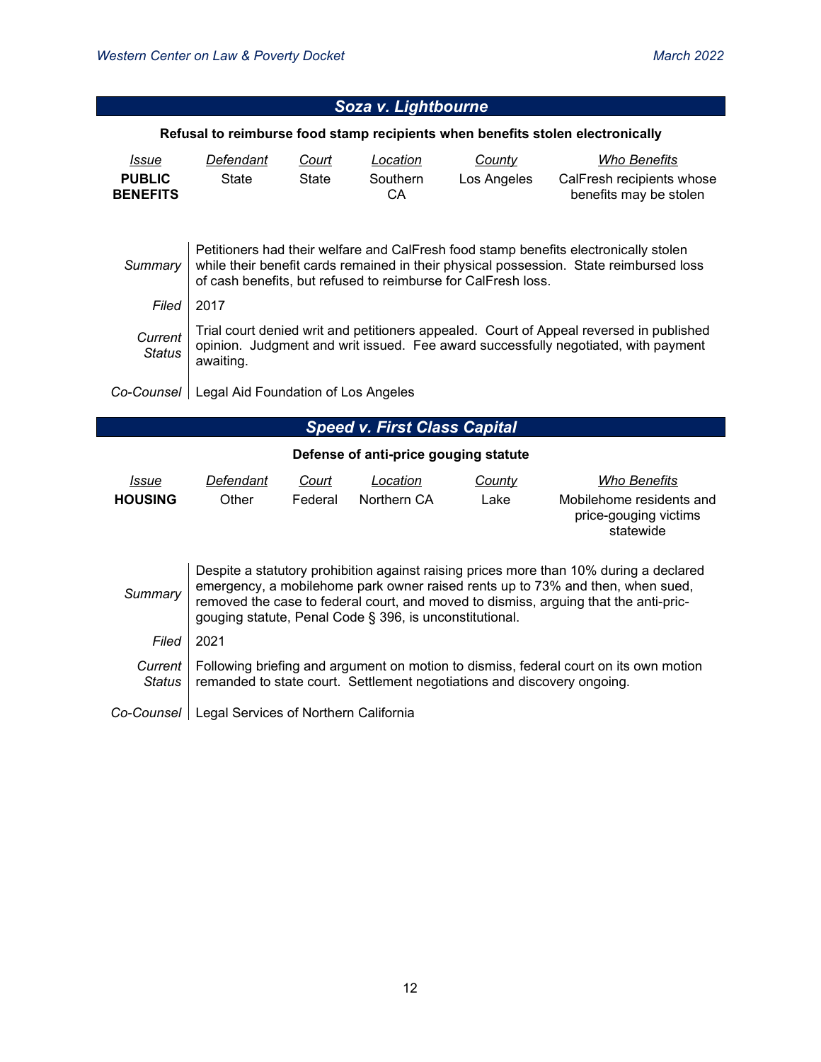## *Soza v. Lightbourne*

**Refusal to reimburse food stamp recipients when benefits stolen electronically**

| *Issue* | *Defendant* | *Court* | *Location* | *County* | *Who Benefits* |
|---|---|---|---|---|---|
| **PUBLIC BENEFITS** | State | State | Southern CA | Los Angeles | CalFresh recipients whose benefits may be stolen |

| | |
|---|---|
| *Summary* | Petitioners had their welfare and CalFresh food stamp benefits electronically stolen while their benefit cards remained in their physical possession. State reimbursed loss of cash benefits, but refused to reimburse for CalFresh loss. |
| *Filed* | 2017 |
| *Current Status* | Trial court denied writ and petitioners appealed. Court of Appeal reversed in published opinion. Judgment and writ issued. Fee award successfully negotiated, with payment awaiting. |
| *Co-Counsel* | Legal Aid Foundation of Los Angeles |

## *Speed v. First Class Capital*

**Defense of anti-price gouging statute**

| *Issue* | *Defendant* | *Court* | *Location* | *County* | *Who Benefits* |
|---|---|---|---|---|---|
| **HOUSING** | Other | Federal | Northern CA | Lake | Mobilehome residents and price-gouging victims statewide |

| | |
|---|---|
| *Summary* | Despite a statutory prohibition against raising prices more than 10% during a declared emergency, a mobilehome park owner raised rents up to 73% and then, when sued, removed the case to federal court, and moved to dismiss, arguing that the anti-pric-gouging statute, Penal Code § 396, is unconstitutional. |
| *Filed* | 2021 |
| *Current Status* | Following briefing and argument on motion to dismiss, federal court on its own motion remanded to state court. Settlement negotiations and discovery ongoing. |
| *Co-Counsel* | Legal Services of Northern California |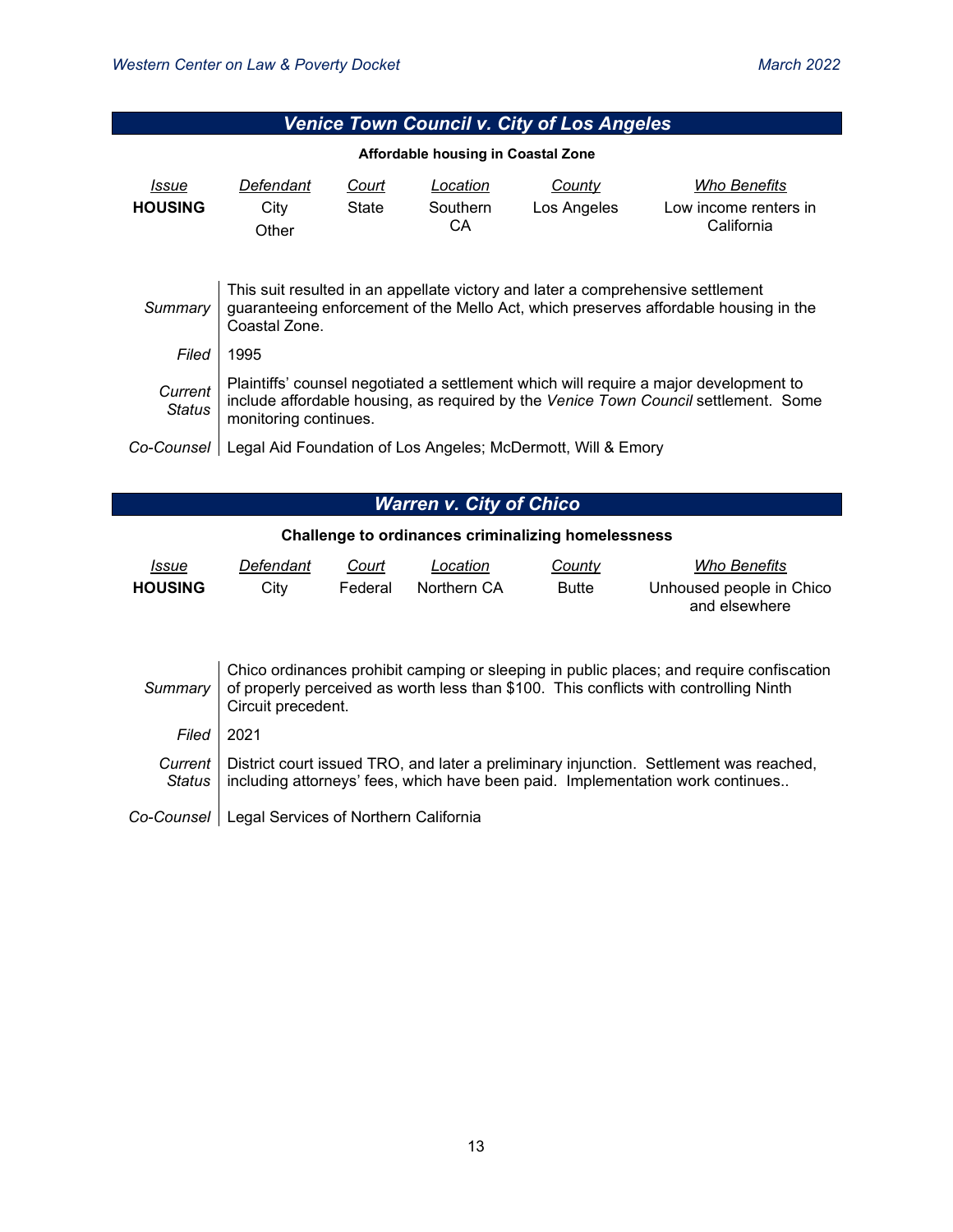## *Venice Town Council v. City of Los Angeles*

**Affordable housing in Coastal Zone**

| *Issue* | *Defendant* | *Court* | *Location* | *County* | *Who Benefits* |
|---|---|---|---|---|---|
| **HOUSING** | City<br>Other | State | Southern CA | Los Angeles | Low income renters in California |

| | |
|---|---|
| *Summary* | This suit resulted in an appellate victory and later a comprehensive settlement guaranteeing enforcement of the Mello Act, which preserves affordable housing in the Coastal Zone. |
| *Filed* | 1995 |
| *Current Status* | Plaintiffs' counsel negotiated a settlement which will require a major development to include affordable housing, as required by the *Venice Town Council* settlement. Some monitoring continues. |
| *Co-Counsel* | Legal Aid Foundation of Los Angeles; McDermott, Will & Emory |

## *Warren v. City of Chico*

**Challenge to ordinances criminalizing homelessness**

| *Issue* | *Defendant* | *Court* | *Location* | *County* | *Who Benefits* |
|---|---|---|---|---|---|
| **HOUSING** | City | Federal | Northern CA | Butte | Unhoused people in Chico and elsewhere |

| | |
|---|---|
| *Summary* | Chico ordinances prohibit camping or sleeping in public places; and require confiscation of properly perceived as worth less than $100. This conflicts with controlling Ninth Circuit precedent. |
| *Filed* | 2021 |
| *Current Status* | District court issued TRO, and later a preliminary injunction. Settlement was reached, including attorneys' fees, which have been paid. Implementation work continues.. |
| *Co-Counsel* | Legal Services of Northern California |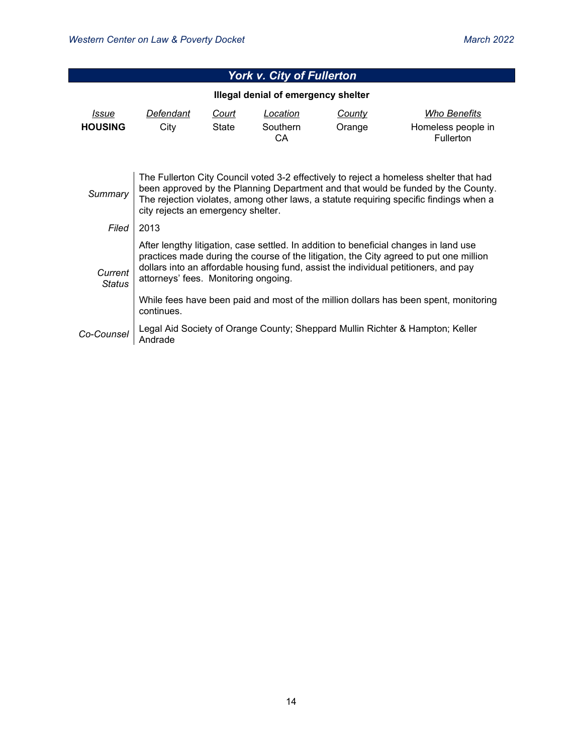## *York v. City of Fullerton*

**Illegal denial of emergency shelter**

| *Issue* | *Defendant* | *Court* | *Location* | *County* | *Who Benefits* |
|---|---|---|---|---|---|
| **HOUSING** | City | State | Southern CA | Orange | Homeless people in Fullerton |

| | |
|---|---|
| *Summary* | The Fullerton City Council voted 3-2 effectively to reject a homeless shelter that had been approved by the Planning Department and that would be funded by the County. The rejection violates, among other laws, a statute requiring specific findings when a city rejects an emergency shelter. |
| *Filed* | 2013 |
| *Current Status* | After lengthy litigation, case settled. In addition to beneficial changes in land use practices made during the course of the litigation, the City agreed to put one million dollars into an affordable housing fund, assist the individual petitioners, and pay attorneys' fees. Monitoring ongoing.<br><br>While fees have been paid and most of the million dollars has been spent, monitoring continues. |
| *Co-Counsel* | Legal Aid Society of Orange County; Sheppard Mullin Richter & Hampton; Keller Andrade |